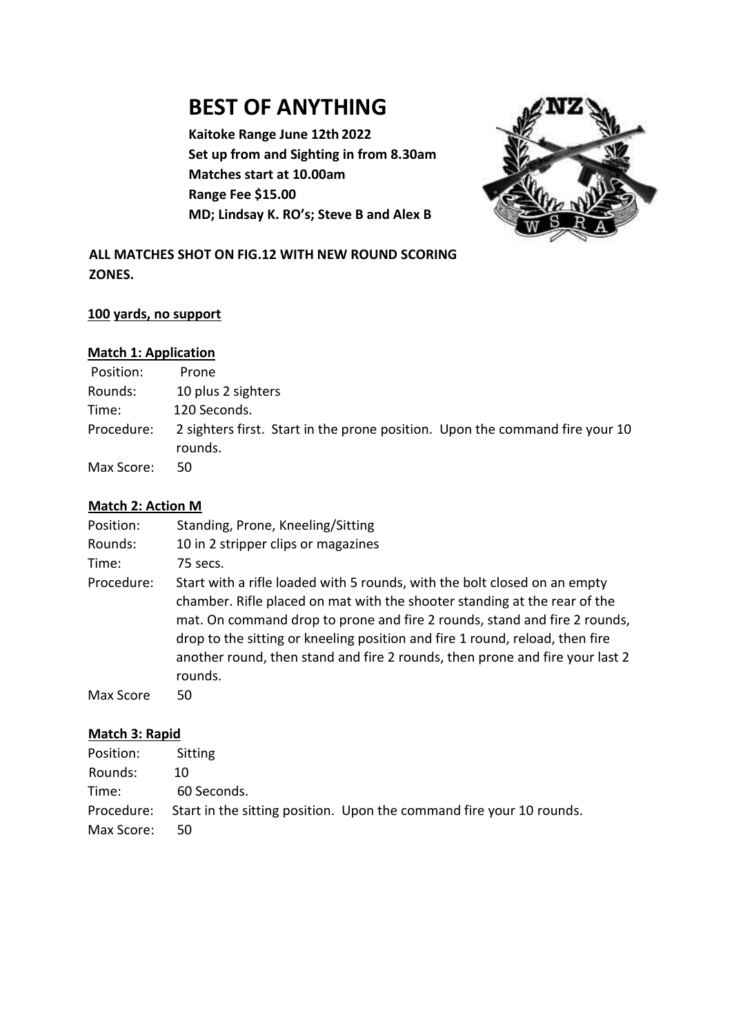# BEST OF ANYTHING

**Kaitoke Range June 12th 2022**
**Set up from and Sighting in from 8.30am**
**Matches start at 10.00am**
**Range Fee $15.00**
**MD; Lindsay K. RO's; Steve B and Alex B**

**ALL MATCHES SHOT ON FIG.12 WITH NEW ROUND SCORING ZONES.**

**100 yards, no support**

**Match 1: Application**

| | |
|---|---|
| Position: | Prone |
| Rounds: | 10 plus 2 sighters |
| Time: | 120 Seconds. |
| Procedure: | 2 sighters first. Start in the prone position. Upon the command fire your 10 rounds. |
| Max Score: | 50 |

**Match 2: Action M**

| | |
|---|---|
| Position: | Standing, Prone, Kneeling/Sitting |
| Rounds: | 10 in 2 stripper clips or magazines |
| Time: | 75 secs. |
| Procedure: | Start with a rifle loaded with 5 rounds, with the bolt closed on an empty chamber. Rifle placed on mat with the shooter standing at the rear of the mat. On command drop to prone and fire 2 rounds, stand and fire 2 rounds, drop to the sitting or kneeling position and fire 1 round, reload, then fire another round, then stand and fire 2 rounds, then prone and fire your last 2 rounds. |
| Max Score | 50 |

**Match 3: Rapid**

| | |
|---|---|
| Position: | Sitting |
| Rounds: | 10 |
| Time: | 60 Seconds. |
| Procedure: | Start in the sitting position. Upon the command fire your 10 rounds. |
| Max Score: | 50 |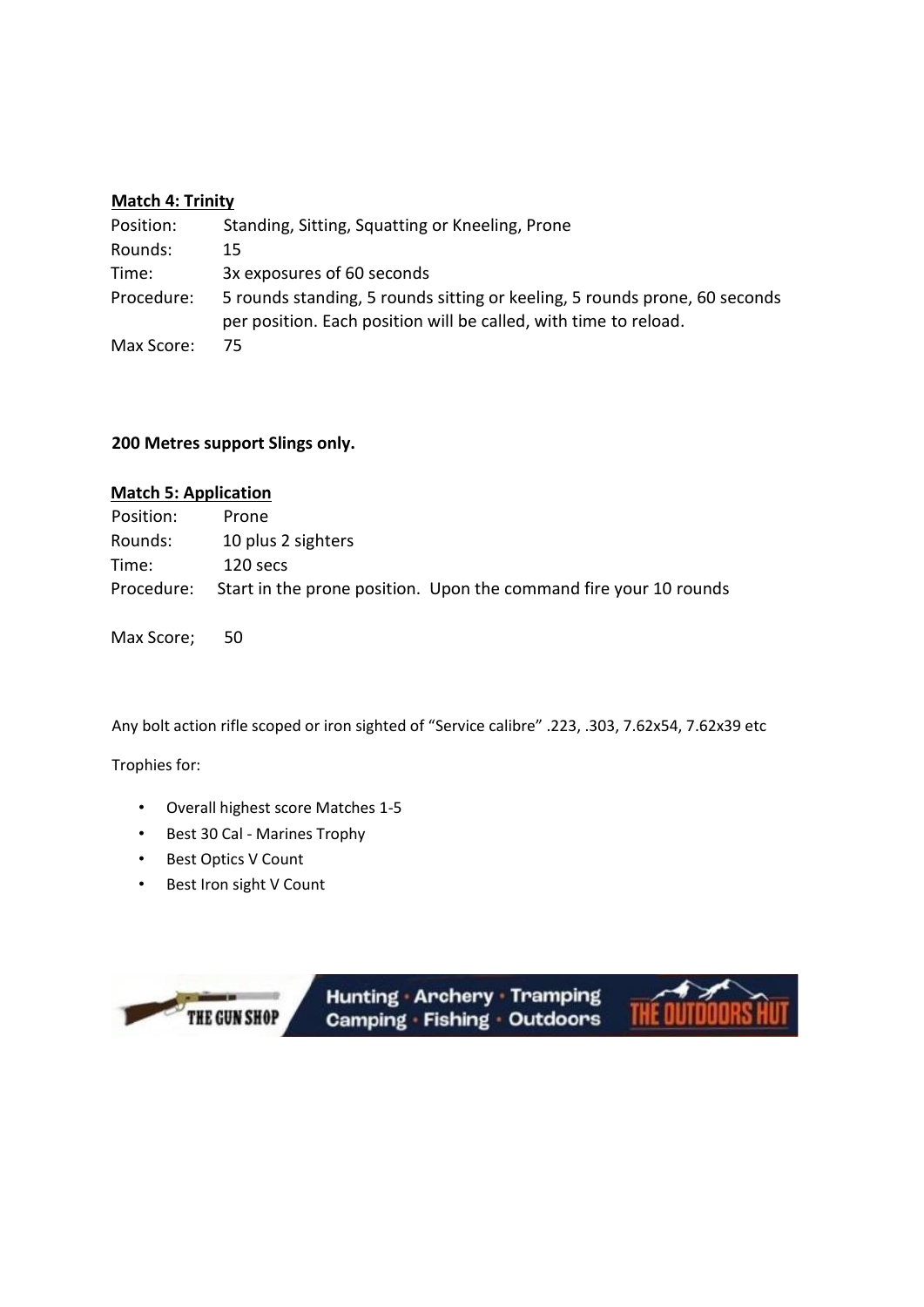**Match 4: Trinity**

Position: Standing, Sitting, Squatting or Kneeling, Prone

Rounds: 15

Time: 3x exposures of 60 seconds

Procedure: 5 rounds standing, 5 rounds sitting or keeling, 5 rounds prone, 60 seconds per position. Each position will be called, with time to reload.

Max Score: 75

**200 Metres support Slings only.**

**Match 5: Application**

Position: Prone

Rounds: 10 plus 2 sighters

Time: 120 secs

Procedure: Start in the prone position. Upon the command fire your 10 rounds

Max Score; 50

Any bolt action rifle scoped or iron sighted of "Service calibre" .223, .303, 7.62x54, 7.62x39 etc

Trophies for:

- Overall highest score Matches 1-5
- Best 30 Cal - Marines Trophy
- Best Optics V Count
- Best Iron sight V Count

THE GUN SHOP

Hunting · Archery · Tramping
Camping · Fishing · Outdoors

THE OUTDOORS HUT